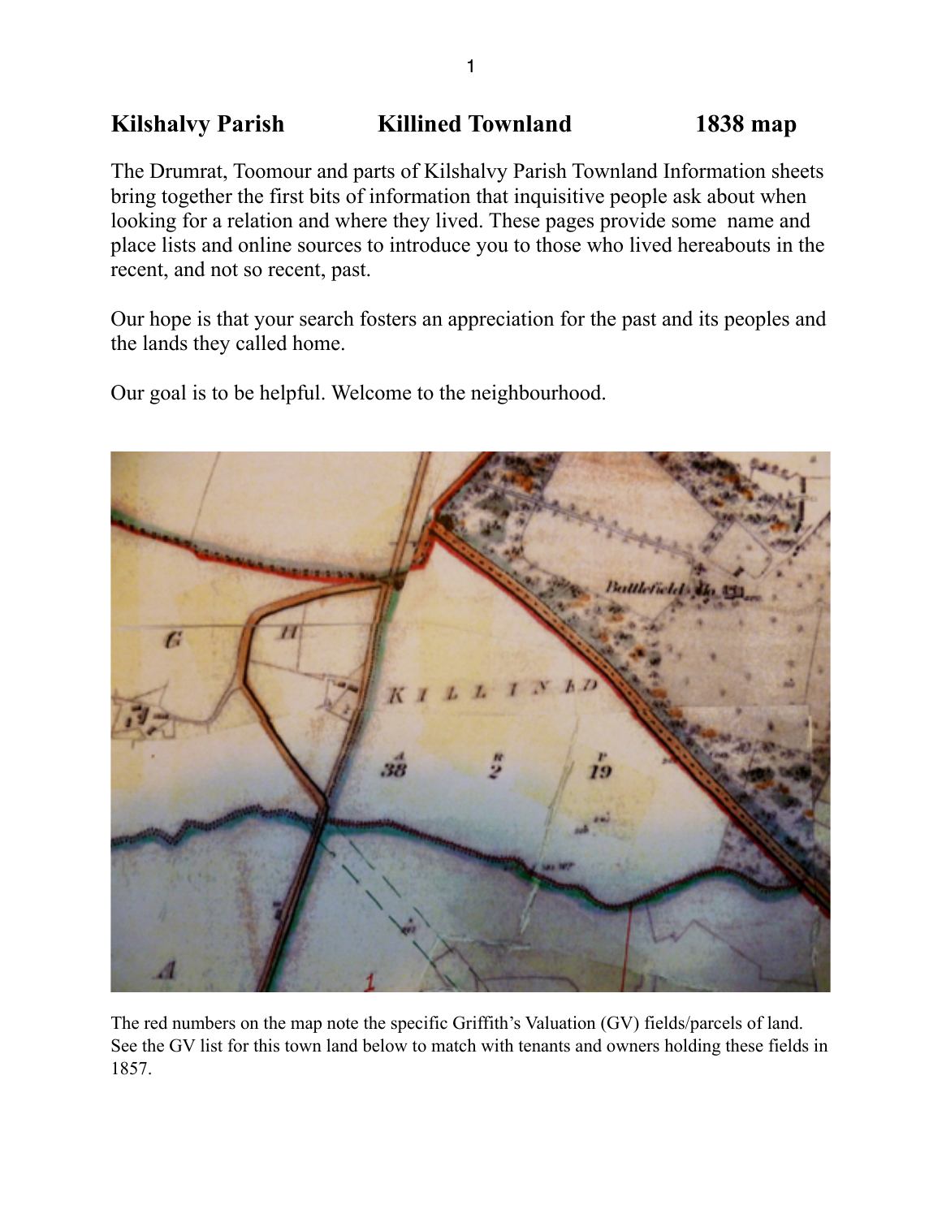**Kilshalvy Parish Killined Townland 1838 map**

The Drumrat, Toomour and parts of Kilshalvy Parish Townland Information sheets bring together the first bits of information that inquisitive people ask about when looking for a relation and where they lived. These pages provide some name and place lists and online sources to introduce you to those who lived hereabouts in the recent, and not so recent, past.

Our hope is that your search fosters an appreciation for the past and its peoples and the lands they called home.

Our goal is to be helpful. Welcome to the neighbourhood.

The red numbers on the map note the specific Griffith's Valuation (GV) fields/parcels of land. See the GV list for this town land below to match with tenants and owners holding these fields in 1857.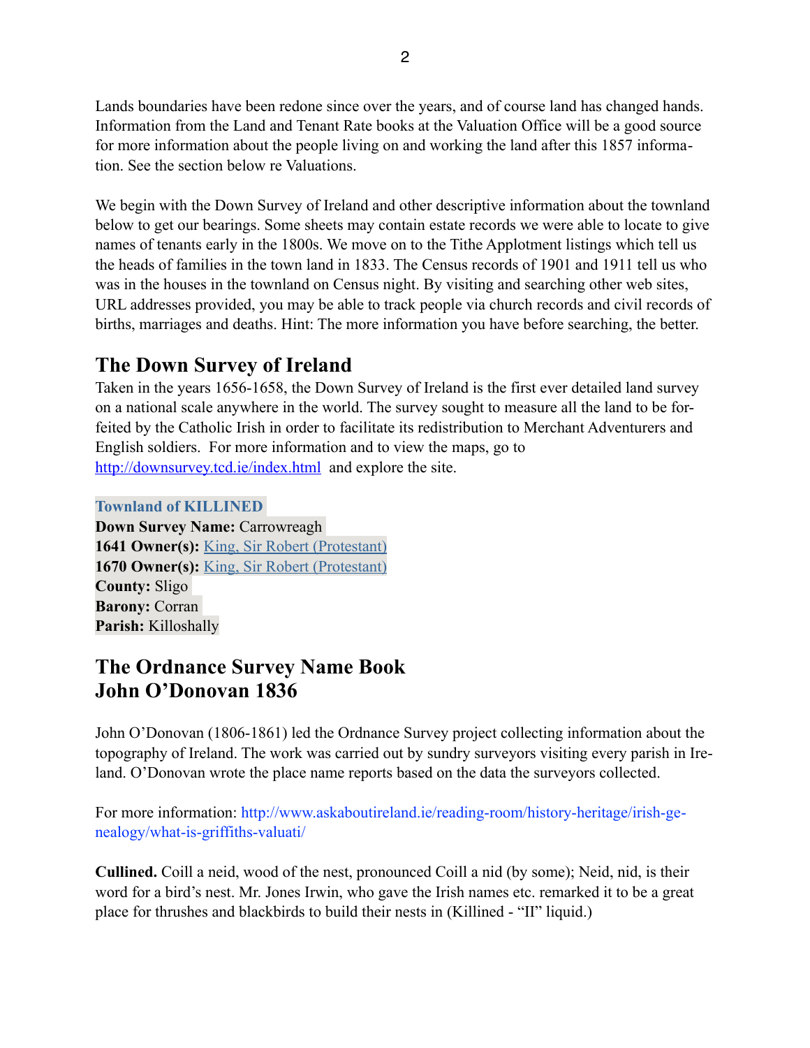Lands boundaries have been redone since over the years, and of course land has changed hands. Information from the Land and Tenant Rate books at the Valuation Office will be a good source for more information about the people living on and working the land after this 1857 information. See the section below re Valuations.

We begin with the Down Survey of Ireland and other descriptive information about the townland below to get our bearings. Some sheets may contain estate records we were able to locate to give names of tenants early in the 1800s. We move on to the Tithe Applotment listings which tell us the heads of families in the town land in 1833. The Census records of 1901 and 1911 tell us who was in the houses in the townland on Census night. By visiting and searching other web sites, URL addresses provided, you may be able to track people via church records and civil records of births, marriages and deaths. Hint: The more information you have before searching, the better.

## The Down Survey of Ireland

Taken in the years 1656-1658, the Down Survey of Ireland is the first ever detailed land survey on a national scale anywhere in the world. The survey sought to measure all the land to be forfeited by the Catholic Irish in order to facilitate its redistribution to Merchant Adventurers and English soldiers. For more information and to view the maps, go to http://downsurvey.tcd.ie/index.html and explore the site.

**Townland of KILLINED**
**Down Survey Name:** Carrowreagh
**1641 Owner(s):** King, Sir Robert (Protestant)
**1670 Owner(s):** King, Sir Robert (Protestant)
**County:** Sligo
**Barony:** Corran
**Parish:** Killoshally

## The Ordnance Survey Name Book
## John O'Donovan 1836

John O'Donovan (1806-1861) led the Ordnance Survey project collecting information about the topography of Ireland. The work was carried out by sundry surveyors visiting every parish in Ireland. O'Donovan wrote the place name reports based on the data the surveyors collected.

For more information: http://www.askaboutireland.ie/reading-room/history-heritage/irish-genealogy/what-is-griffiths-valuati/

**Cullined.** Coill a neid, wood of the nest, pronounced Coill a nid (by some); Neid, nid, is their word for a bird's nest. Mr. Jones Irwin, who gave the Irish names etc. remarked it to be a great place for thrushes and blackbirds to build their nests in (Killined - "ll" liquid.)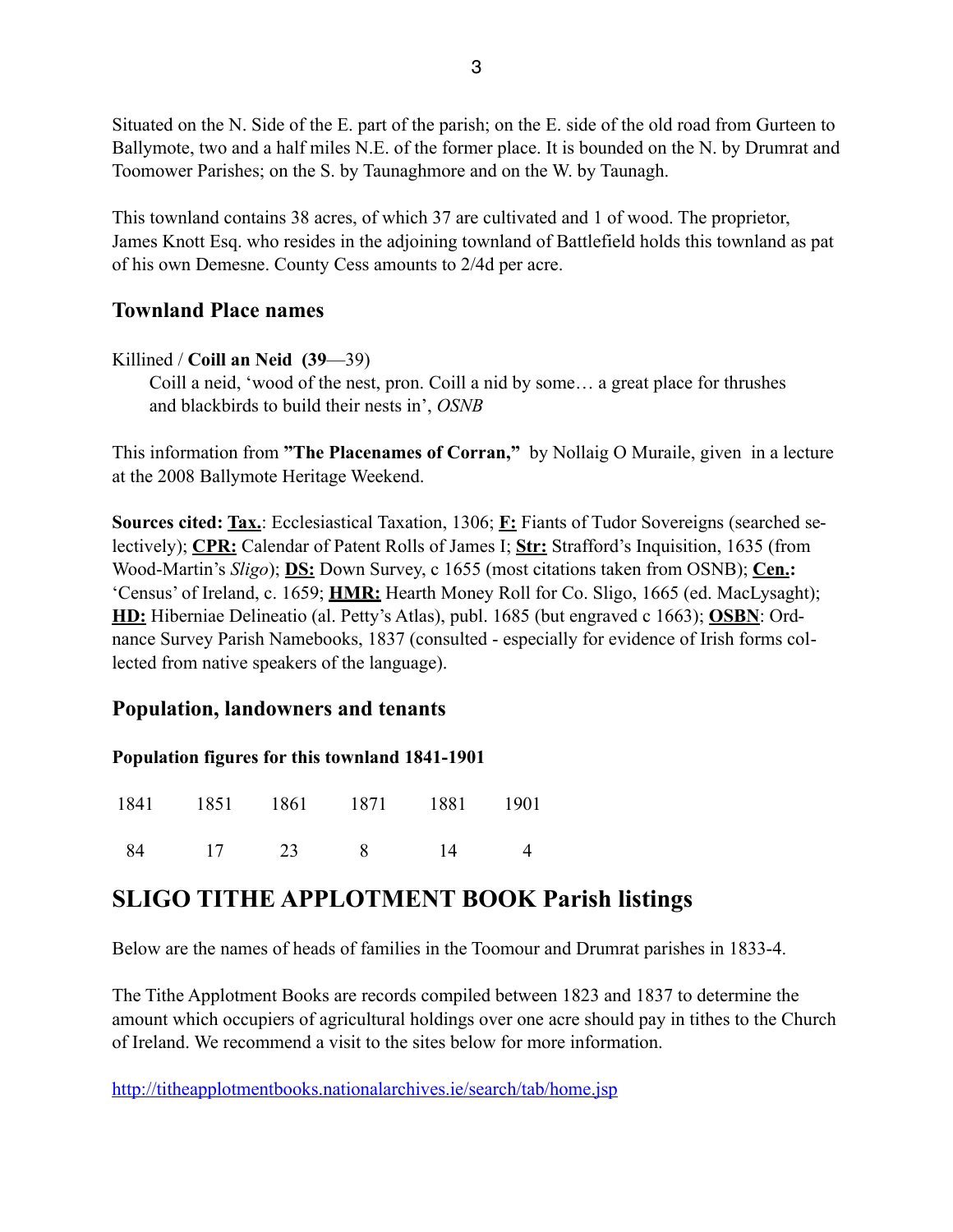Situated on the N. Side of the E. part of the parish; on the E. side of the old road from Gurteen to Ballymote, two and a half miles N.E. of the former place. It is bounded on the N. by Drumrat and Toomower Parishes; on the S. by Taunaghmore and on the W. by Taunagh.

This townland contains 38 acres, of which 37 are cultivated and 1 of wood. The proprietor, James Knott Esq. who resides in the adjoining townland of Battlefield holds this townland as pat of his own Demesne. County Cess amounts to 2/4d per acre.

## Townland Place names

Killined / **Coill an Neid (39**—39)

> Coill a neid, 'wood of the nest, pron. Coill a nid by some… a great place for thrushes and blackbirds to build their nests in', *OSNB*

This information from **"The Placenames of Corran,"** by Nollaig O Muraile, given in a lecture at the 2008 Ballymote Heritage Weekend.

**Sources cited:** **Tax.**: Ecclesiastical Taxation, 1306; **F:** Fiants of Tudor Sovereigns (searched selectively); **CPR:** Calendar of Patent Rolls of James I; **Str:** Strafford's Inquisition, 1635 (from Wood-Martin's *Sligo*); **DS:** Down Survey, c 1655 (most citations taken from OSNB); **Cen.:** 'Census' of Ireland, c. 1659; **HMR:** Hearth Money Roll for Co. Sligo, 1665 (ed. MacLysaght); **HD:** Hiberniae Delineatio (al. Petty's Atlas), publ. 1685 (but engraved c 1663); **OSBN**: Ordnance Survey Parish Namebooks, 1837 (consulted - especially for evidence of Irish forms collected from native speakers of the language).

## Population, landowners and tenants

#### Population figures for this townland 1841-1901

| 1841 | 1851 | 1861 | 1871 | 1881 | 1901 |
|---|---|---|---|---|---|
| 84 | 17 | 23 | 8 | 14 | 4 |

# SLIGO TITHE APPLOTMENT BOOK Parish listings

Below are the names of heads of families in the Toomour and Drumrat parishes in 1833-4.

The Tithe Applotment Books are records compiled between 1823 and 1837 to determine the amount which occupiers of agricultural holdings over one acre should pay in tithes to the Church of Ireland. We recommend a visit to the sites below for more information.

http://titheapplotmentbooks.nationalarchives.ie/search/tab/home.jsp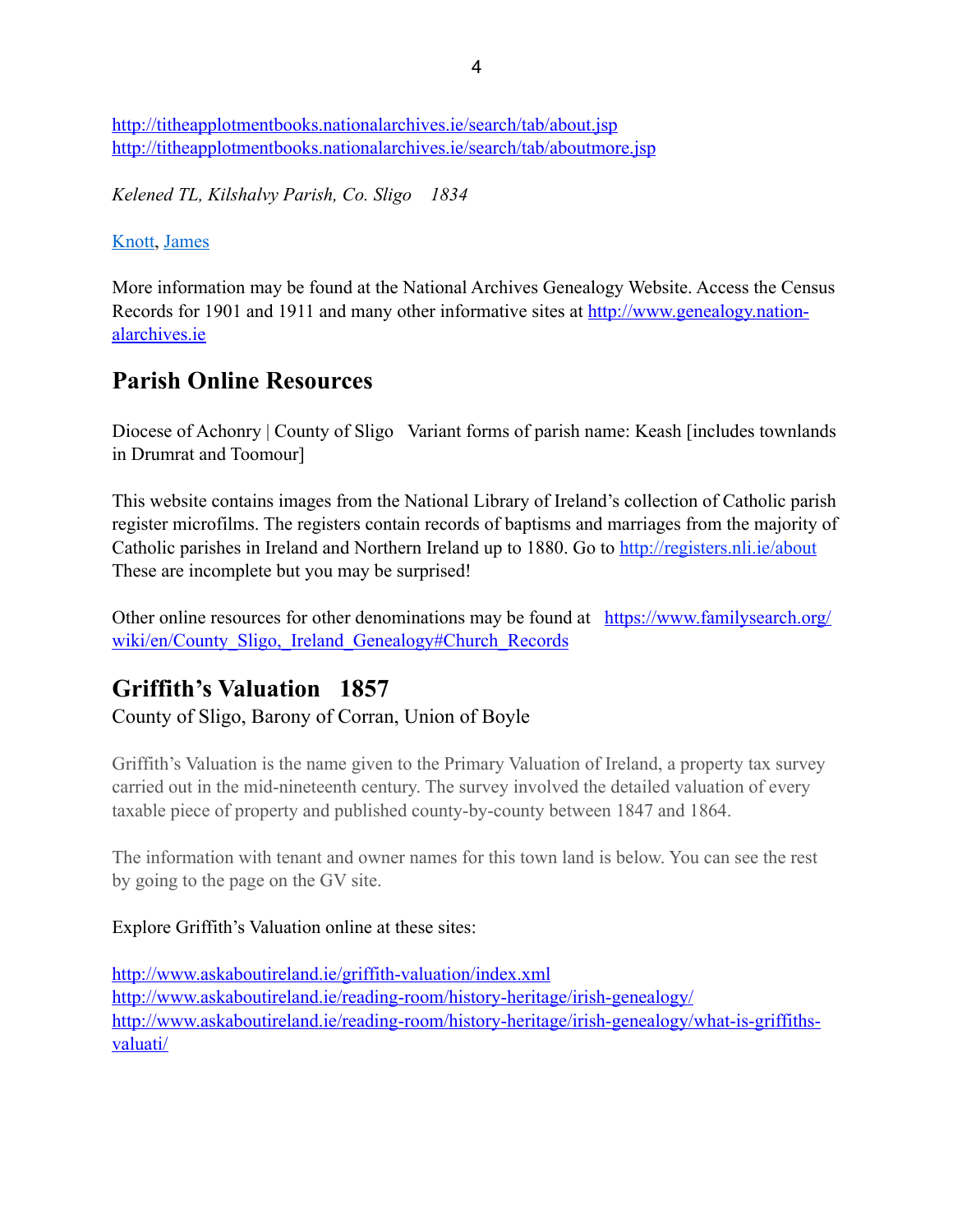http://titheapplotmentbooks.nationalarchives.ie/search/tab/about.jsp
http://titheapplotmentbooks.nationalarchives.ie/search/tab/aboutmore.jsp

*Kelened TL, Kilshalvy Parish, Co. Sligo    1834*

Knott, James

More information may be found at the National Archives Genealogy Website. Access the Census Records for 1901 and 1911 and many other informative sites at http://www.genealogy.nationalarchives.ie

## Parish Online Resources

Diocese of Achonry | County of Sligo   Variant forms of parish name: Keash [includes townlands in Drumrat and Toomour]

This website contains images from the National Library of Ireland's collection of Catholic parish register microfilms. The registers contain records of baptisms and marriages from the majority of Catholic parishes in Ireland and Northern Ireland up to 1880. Go to http://registers.nli.ie/about These are incomplete but you may be surprised!

Other online resources for other denominations may be found at https://www.familysearch.org/wiki/en/County_Sligo,_Ireland_Genealogy#Church_Records

## Griffith's Valuation   1857

County of Sligo, Barony of Corran, Union of Boyle

Griffith's Valuation is the name given to the Primary Valuation of Ireland, a property tax survey carried out in the mid-nineteenth century. The survey involved the detailed valuation of every taxable piece of property and published county-by-county between 1847 and 1864.

The information with tenant and owner names for this town land is below. You can see the rest by going to the page on the GV site.

Explore Griffith's Valuation online at these sites:

http://www.askaboutireland.ie/griffith-valuation/index.xml
http://www.askaboutireland.ie/reading-room/history-heritage/irish-genealogy/
http://www.askaboutireland.ie/reading-room/history-heritage/irish-genealogy/what-is-griffiths-valuati/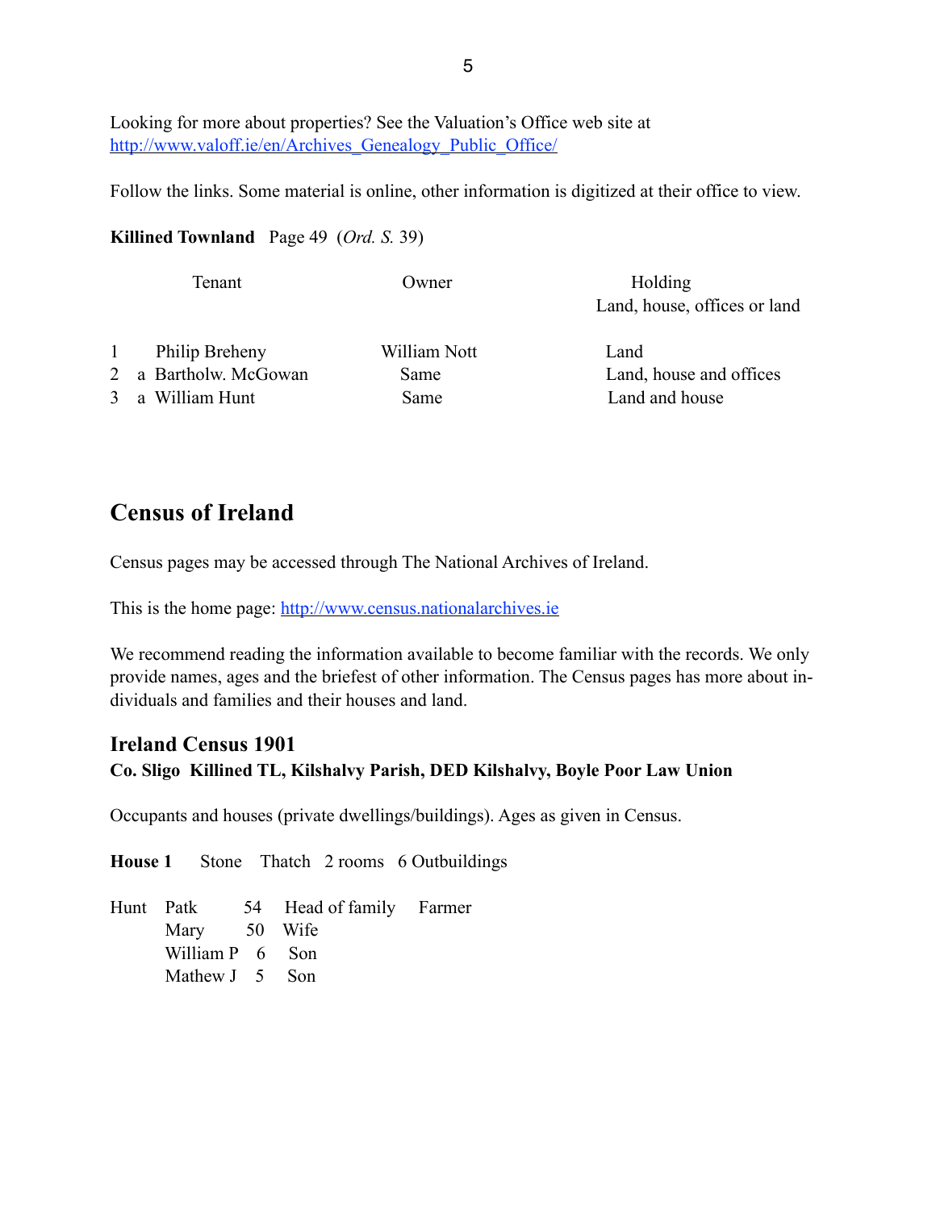Looking for more about properties? See the Valuation's Office web site at [http://www.valoff.ie/en/Archives_Genealogy_Public_Office/](http://www.valoff.ie/en/Archives_Genealogy_Public_Office/)

Follow the links. Some material is online, other information is digitized at their office to view.

**Killined Townland** Page 49 (*Ord. S.* 39)

| | | Tenant | Owner | Holding<br>Land, house, offices or land |
|---|---|---|---|---|
| 1 | | Philip Breheny | William Nott | Land |
| 2 | a | Bartholw. McGowan | Same | Land, house and offices |
| 3 | a | William Hunt | Same | Land and house |

## Census of Ireland

Census pages may be accessed through The National Archives of Ireland.

This is the home page: [http://www.census.nationalarchives.ie](http://www.census.nationalarchives.ie)

We recommend reading the information available to become familiar with the records. We only provide names, ages and the briefest of other information. The Census pages has more about individuals and families and their houses and land.

### Ireland Census 1901

**Co. Sligo Killined TL, Kilshalvy Parish, DED Kilshalvy, Boyle Poor Law Union**

Occupants and houses (private dwellings/buildings). Ages as given in Census.

**House 1** Stone Thatch 2 rooms 6 Outbuildings

| | | | | |
|---|---|---|---|---|
| Hunt | Patk | 54 | Head of family | Farmer |
| | Mary | 50 | Wife | |
| | William P | 6 | Son | |
| | Mathew J | 5 | Son | |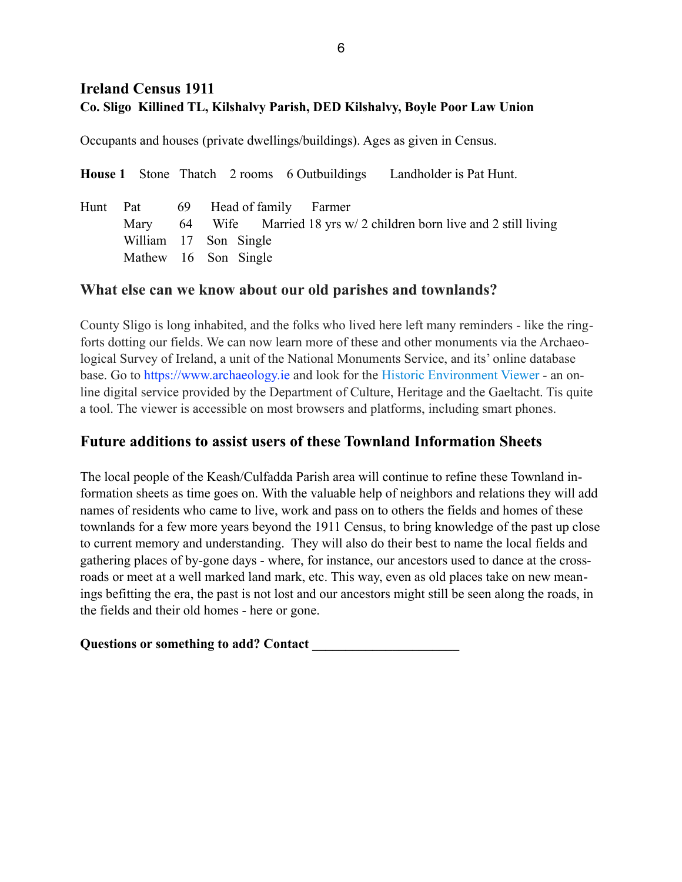## Ireland Census 1911

**Co. Sligo Killined TL, Kilshalvy Parish, DED Kilshalvy, Boyle Poor Law Union**

Occupants and houses (private dwellings/buildings). Ages as given in Census.

**House 1** Stone Thatch 2 rooms 6 Outbuildings Landholder is Pat Hunt.

| | | | | |
|---|---|---|---|---|
| Hunt | Pat | 69 | Head of family | Farmer |
| | Mary | 64 | Wife | Married 18 yrs w/ 2 children born live and 2 still living |
| | William | 17 | Son | Single |
| | Mathew | 16 | Son | Single |

## What else can we know about our old parishes and townlands?

County Sligo is long inhabited, and the folks who lived here left many reminders - like the ring-forts dotting our fields. We can now learn more of these and other monuments via the Archaeological Survey of Ireland, a unit of the National Monuments Service, and its' online database base. Go to https://www.archaeology.ie and look for the Historic Environment Viewer - an online digital service provided by the Department of Culture, Heritage and the Gaeltacht. Tis quite a tool. The viewer is accessible on most browsers and platforms, including smart phones.

## Future additions to assist users of these Townland Information Sheets

The local people of the Keash/Culfadda Parish area will continue to refine these Townland information sheets as time goes on. With the valuable help of neighbors and relations they will add names of residents who came to live, work and pass on to others the fields and homes of these townlands for a few more years beyond the 1911 Census, to bring knowledge of the past up close to current memory and understanding. They will also do their best to name the local fields and gathering places of by-gone days - where, for instance, our ancestors used to dance at the cross-roads or meet at a well marked land mark, etc. This way, even as old places take on new meanings befitting the era, the past is not lost and our ancestors might still be seen along the roads, in the fields and their old homes - here or gone.

**Questions or something to add? Contact \_\_\_\_\_\_\_\_\_\_\_\_\_\_\_\_\_\_\_\_\_\_**